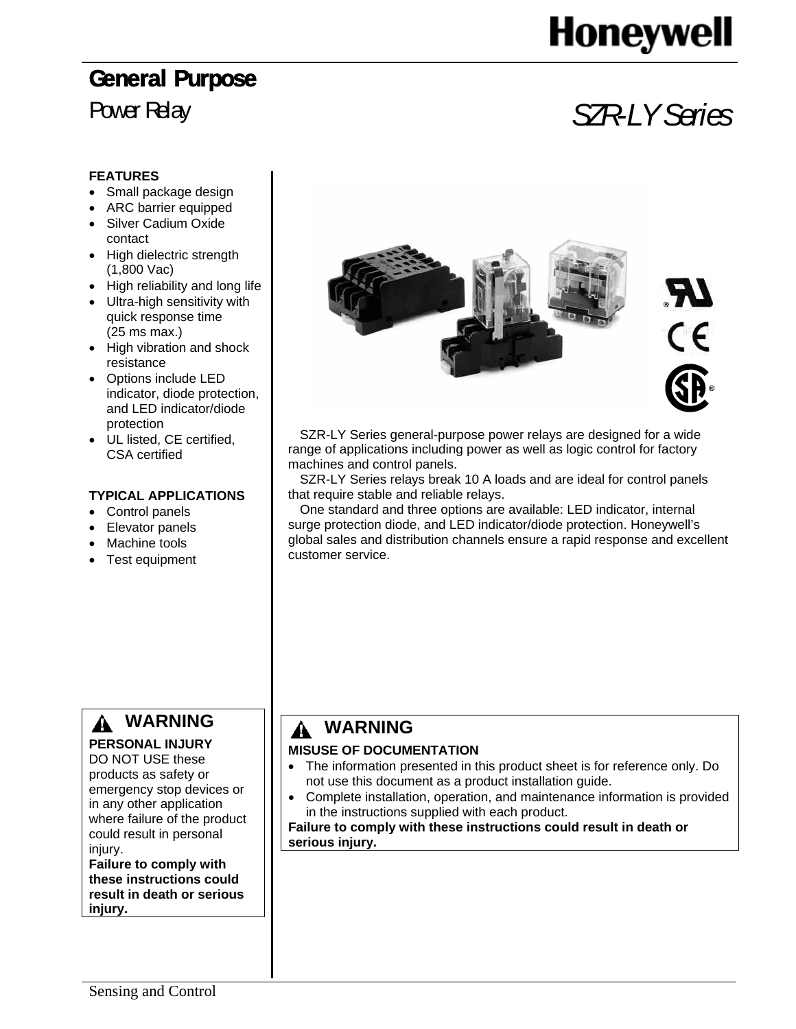Honeywell

# General Purpose

## Power Relay

## SZR-LY Series

**FEATURES**

- Small package design
- ARC barrier equipped
- Silver Cadium Oxide contact
- High dielectric strength (1,800 Vac)
- High reliability and long life
- Ultra-high sensitivity with quick response time (25 ms max.)
- High vibration and shock resistance
- Options include LED indicator, diode protection, and LED indicator/diode protection
- UL listed, CE certified, CSA certified

**TYPICAL APPLICATIONS**

- Control panels
- Elevator panels
- Machine tools
- Test equipment

SZR-LY Series general-purpose power relays are designed for a wide range of applications including power as well as logic control for factory machines and control panels.

SZR-LY Series relays break 10 A loads and are ideal for control panels that require stable and reliable relays.

One standard and three options are available: LED indicator, internal surge protection diode, and LED indicator/diode protection. Honeywell's global sales and distribution channels ensure a rapid response and excellent customer service.

**⚠ WARNING**

**PERSONAL INJURY**

DO NOT USE these products as safety or emergency stop devices or in any other application where failure of the product could result in personal injury.

**Failure to comply with these instructions could result in death or serious injury.**

**⚠ WARNING**

**MISUSE OF DOCUMENTATION**

- The information presented in this product sheet is for reference only. Do not use this document as a product installation guide.
- Complete installation, operation, and maintenance information is provided in the instructions supplied with each product.

**Failure to comply with these instructions could result in death or serious injury.**

Sensing and Control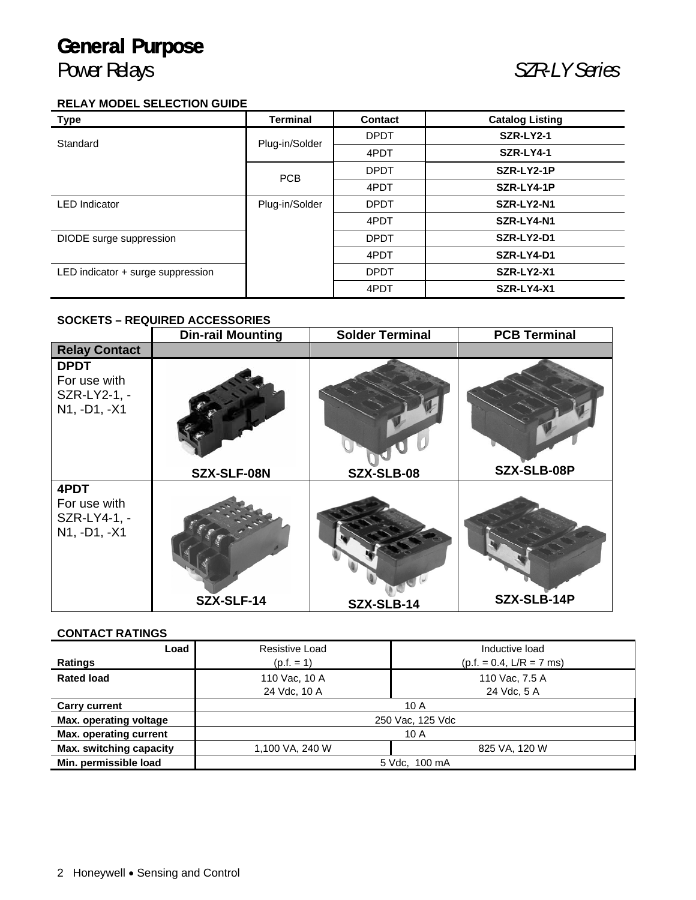# General Purpose

Power Relays

*SZR-LY Series*

**RELAY MODEL SELECTION GUIDE**

| Type | Terminal | Contact | Catalog Listing |
|---|---|---|---|
| Standard | Plug-in/Solder | DPDT | **SZR-LY2-1** |
| | | 4PDT | **SZR-LY4-1** |
| | PCB | DPDT | **SZR-LY2-1P** |
| | | 4PDT | **SZR-LY4-1P** |
| LED Indicator | Plug-in/Solder | DPDT | **SZR-LY2-N1** |
| | | 4PDT | **SZR-LY4-N1** |
| DIODE surge suppression | | DPDT | **SZR-LY2-D1** |
| | | 4PDT | **SZR-LY4-D1** |
| LED indicator + surge suppression | | DPDT | **SZR-LY2-X1** |
| | | 4PDT | **SZR-LY4-X1** |

**SOCKETS – REQUIRED ACCESSORIES**

| | Din-rail Mounting | Solder Terminal | PCB Terminal |
|---|---|---|---|
| **Relay Contact** | | | |
| **DPDT** For use with SZR-LY2-1, -N1, -D1, -X1 | SZX-SLF-08N | SZX-SLB-08 | SZX-SLB-08P |
| **4PDT** For use with SZR-LY4-1, -N1, -D1, -X1 | SZX-SLF-14 | SZX-SLB-14 | SZX-SLB-14P |

**CONTACT RATINGS**

| Load / Ratings | Resistive Load (p.f. = 1) | Inductive load (p.f. = 0.4, L/R = 7 ms) |
|---|---|---|
| **Rated load** | 110 Vac, 10 A<br>24 Vdc, 10 A | 110 Vac, 7.5 A<br>24 Vdc, 5 A |
| **Carry current** | 10 A | |
| **Max. operating voltage** | 250 Vac, 125 Vdc | |
| **Max. operating current** | 10 A | |
| **Max. switching capacity** | 1,100 VA, 240 W | 825 VA, 120 W |
| **Min. permissible load** | 5 Vdc, 100 mA | |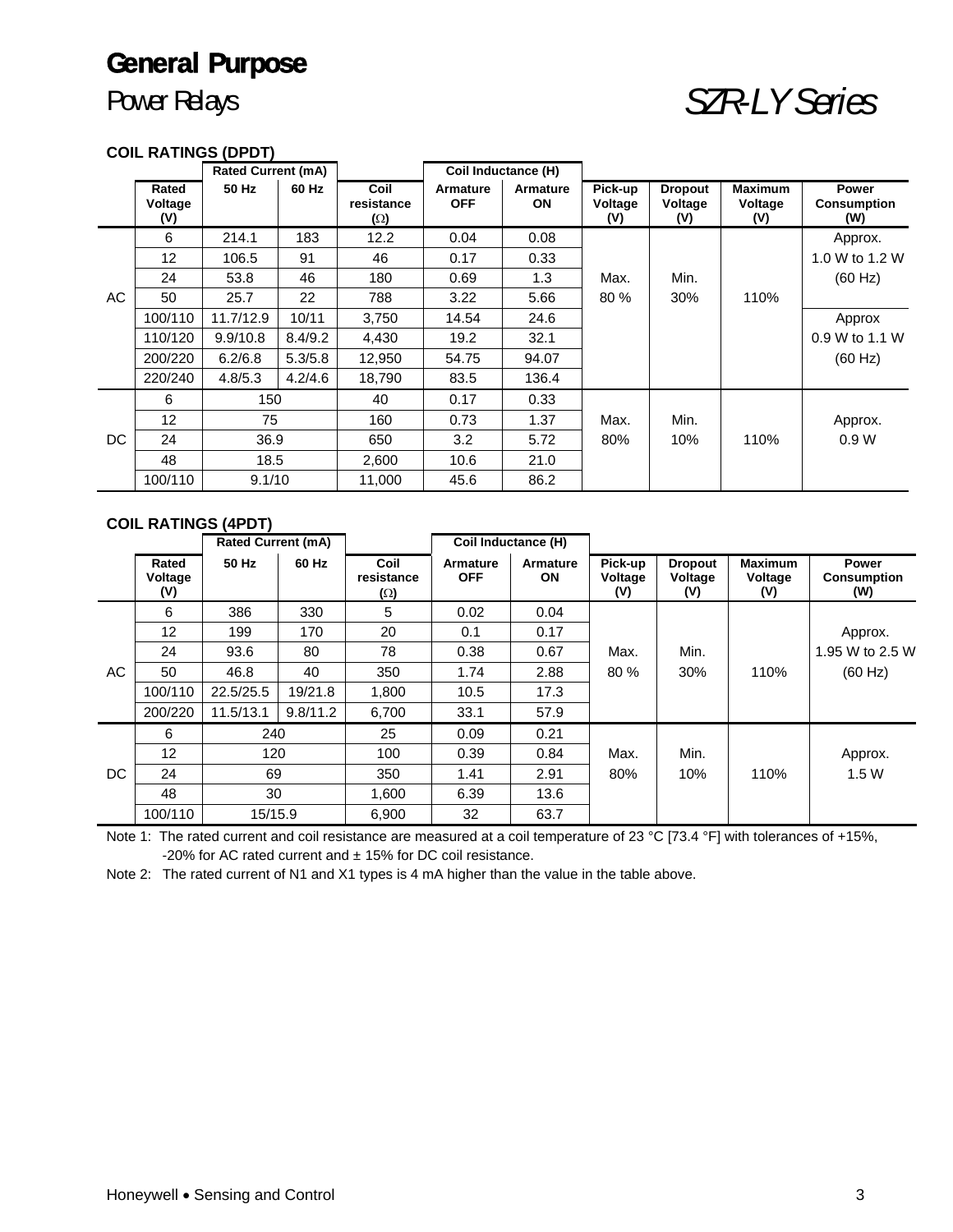# General Purpose

## Power Relays

## *SZR-LY Series*

**COIL RATINGS (DPDT)**

| | Rated Voltage (V) | Rated Current (mA) 50 Hz | Rated Current (mA) 60 Hz | Coil resistance (Ω) | Coil Inductance (H) Armature OFF | Coil Inductance (H) Armature ON | Pick-up Voltage (V) | Dropout Voltage (V) | Maximum Voltage (V) | Power Consumption (W) |
|---|---|---|---|---|---|---|---|---|---|---|
| AC | 6 | 214.1 | 183 | 12.2 | 0.04 | 0.08 | Max. 80 % | Min. 30% | 110% | Approx. 1.0 W to 1.2 W (60 Hz) |
| | 12 | 106.5 | 91 | 46 | 0.17 | 0.33 | | | | |
| | 24 | 53.8 | 46 | 180 | 0.69 | 1.3 | | | | |
| | 50 | 25.7 | 22 | 788 | 3.22 | 5.66 | | | | |
| | 100/110 | 11.7/12.9 | 10/11 | 3,750 | 14.54 | 24.6 | | | | Approx 0.9 W to 1.1 W (60 Hz) |
| | 110/120 | 9.9/10.8 | 8.4/9.2 | 4,430 | 19.2 | 32.1 | | | | |
| | 200/220 | 6.2/6.8 | 5.3/5.8 | 12,950 | 54.75 | 94.07 | | | | |
| | 220/240 | 4.8/5.3 | 4.2/4.6 | 18,790 | 83.5 | 136.4 | | | | |
| DC | 6 | 150 | | 40 | 0.17 | 0.33 | Max. 80% | Min. 10% | 110% | Approx. 0.9 W |
| | 12 | 75 | | 160 | 0.73 | 1.37 | | | | |
| | 24 | 36.9 | | 650 | 3.2 | 5.72 | | | | |
| | 48 | 18.5 | | 2,600 | 10.6 | 21.0 | | | | |
| | 100/110 | 9.1/10 | | 11,000 | 45.6 | 86.2 | | | | |

**COIL RATINGS (4PDT)**

| | Rated Voltage (V) | Rated Current (mA) 50 Hz | Rated Current (mA) 60 Hz | Coil resistance (Ω) | Coil Inductance (H) Armature OFF | Coil Inductance (H) Armature ON | Pick-up Voltage (V) | Dropout Voltage (V) | Maximum Voltage (V) | Power Consumption (W) |
|---|---|---|---|---|---|---|---|---|---|---|
| AC | 6 | 386 | 330 | 5 | 0.02 | 0.04 | Max. 80 % | Min. 30% | 110% | Approx. 1.95 W to 2.5 W (60 Hz) |
| | 12 | 199 | 170 | 20 | 0.1 | 0.17 | | | | |
| | 24 | 93.6 | 80 | 78 | 0.38 | 0.67 | | | | |
| | 50 | 46.8 | 40 | 350 | 1.74 | 2.88 | | | | |
| | 100/110 | 22.5/25.5 | 19/21.8 | 1,800 | 10.5 | 17.3 | | | | |
| | 200/220 | 11.5/13.1 | 9.8/11.2 | 6,700 | 33.1 | 57.9 | | | | |
| DC | 6 | 240 | | 25 | 0.09 | 0.21 | Max. 80% | Min. 10% | 110% | Approx. 1.5 W |
| | 12 | 120 | | 100 | 0.39 | 0.84 | | | | |
| | 24 | 69 | | 350 | 1.41 | 2.91 | | | | |
| | 48 | 30 | | 1,600 | 6.39 | 13.6 | | | | |
| | 100/110 | 15/15.9 | | 6,900 | 32 | 63.7 | | | | |

Note 1: The rated current and coil resistance are measured at a coil temperature of 23 °C [73.4 °F] with tolerances of +15%, -20% for AC rated current and ± 15% for DC coil resistance.

Note 2: The rated current of N1 and X1 types is 4 mA higher than the value in the table above.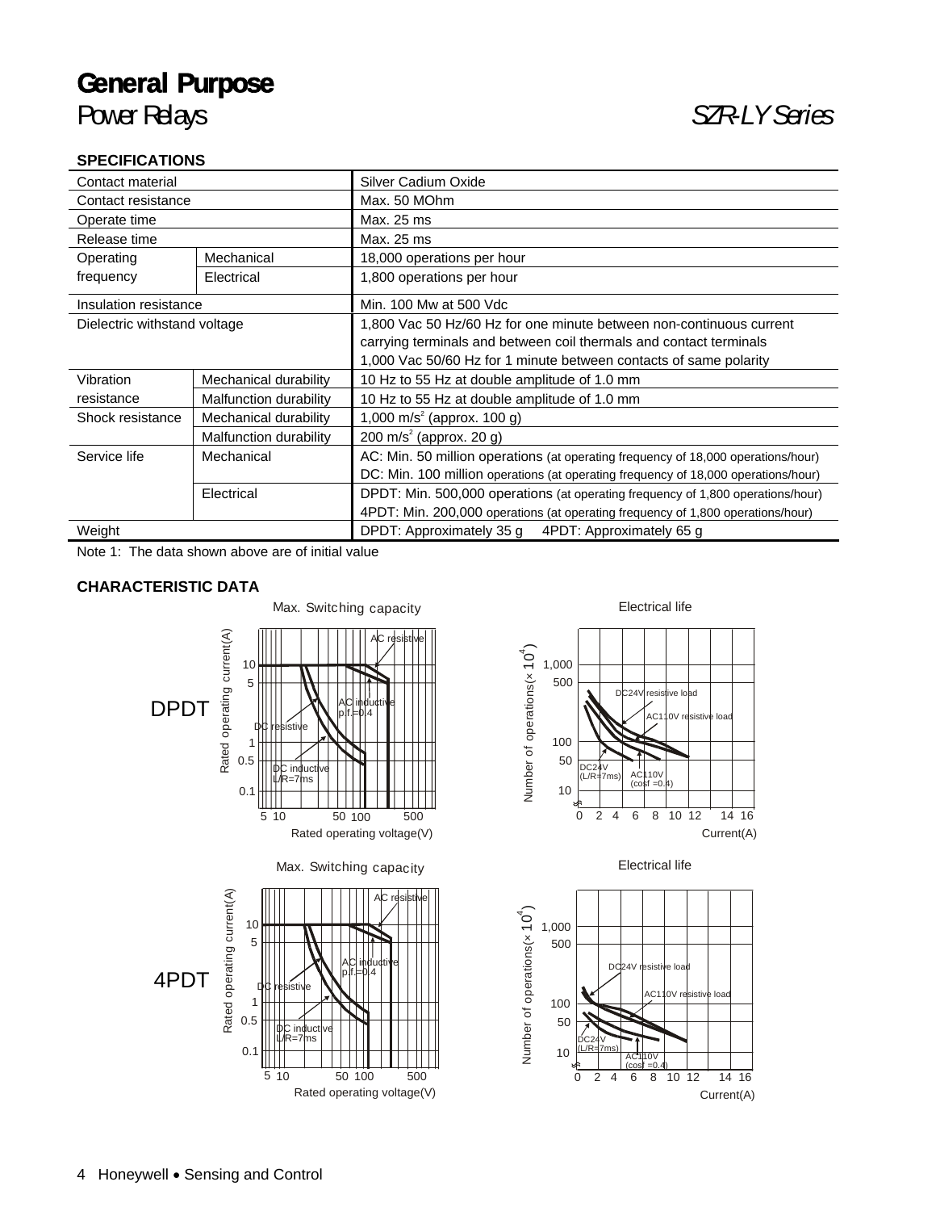# General Purpose

## Power Relays

*SZR-LY Series*

### SPECIFICATIONS

| | | |
|---|---|---|
| Contact material | | Silver Cadium Oxide |
| Contact resistance | | Max. 50 MOhm |
| Operate time | | Max. 25 ms |
| Release time | | Max. 25 ms |
| Operating frequency | Mechanical | 18,000 operations per hour |
| | Electrical | 1,800 operations per hour |
| Insulation resistance | | Min. 100 Mw at 500 Vdc |
| Dielectric withstand voltage | | 1,800 Vac 50 Hz/60 Hz for one minute between non-continuous current carrying terminals and between coil thermals and contact terminals<br>1,000 Vac 50/60 Hz for 1 minute between contacts of same polarity |
| Vibration resistance | Mechanical durability | 10 Hz to 55 Hz at double amplitude of 1.0 mm |
| | Malfunction durability | 10 Hz to 55 Hz at double amplitude of 1.0 mm |
| Shock resistance | Mechanical durability | 1,000 $m/s^2$ (approx. 100 g) |
| | Malfunction durability | 200 $m/s^2$ (approx. 20 g) |
| Service life | Mechanical | AC: Min. 50 million operations (at operating frequency of 18,000 operations/hour)<br>DC: Min. 100 million operations (at operating frequency of 18,000 operations/hour) |
| | Electrical | DPDT: Min. 500,000 operations (at operating frequency of 1,800 operations/hour)<br>4PDT: Min. 200,000 operations (at operating frequency of 1,800 operations/hour) |
| Weight | | DPDT: Approximately 35 g 4PDT: Approximately 65 g |

Note 1: The data shown above are of initial value

### CHARACTERISTIC DATA

**DPDT**

Max. Switching capacity

Electrical life

**4PDT**

Max. Switching capacity

Electrical life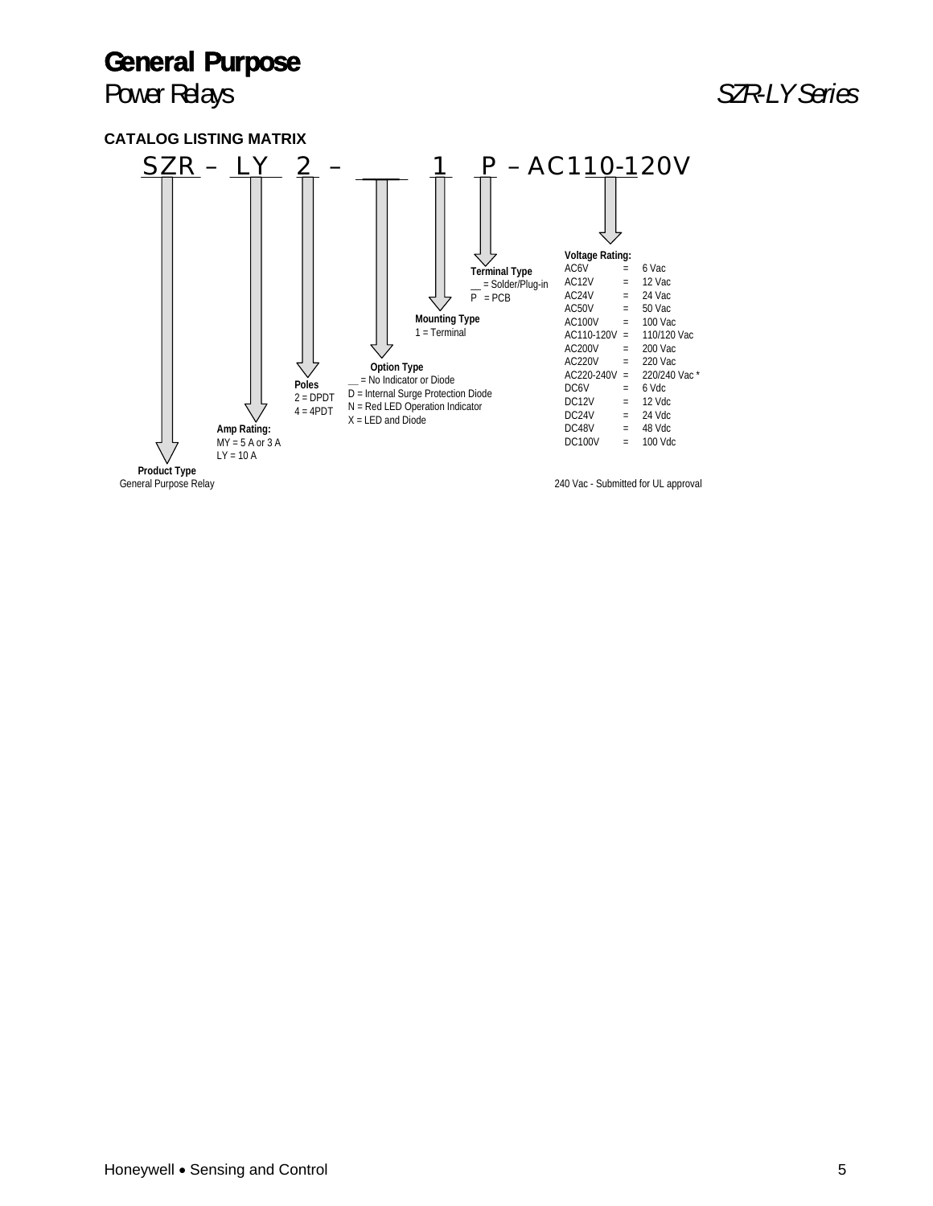# General Purpose

## Power Relays

*SZR-LY Series*

### CATALOG LISTING MATRIX

SZR – LY 2 – __ 1 P – AC110-120V

**Product Type**
General Purpose Relay

**Amp Rating:**
MY = 5 A or 3 A
LY = 10 A

**Poles**
2 = DPDT
4 = 4PDT

**Option Type**
__ = No Indicator or Diode
D = Internal Surge Protection Diode
N = Red LED Operation Indicator
X = LED and Diode

**Mounting Type**
1 = Terminal

**Terminal Type**
__ = Solder/Plug-in
P = PCB

**Voltage Rating:**

| Code | | Rating |
|---|---|---|
| AC6V | = | 6 Vac |
| AC12V | = | 12 Vac |
| AC24V | = | 24 Vac |
| AC50V | = | 50 Vac |
| AC100V | = | 100 Vac |
| AC110-120V | = | 110/120 Vac |
| AC200V | = | 200 Vac |
| AC220V | = | 220 Vac |
| AC220-240V | = | 220/240 Vac * |
| DC6V | = | 6 Vdc |
| DC12V | = | 12 Vdc |
| DC24V | = | 24 Vdc |
| DC48V | = | 48 Vdc |
| DC100V | = | 100 Vdc |

240 Vac - Submitted for UL approval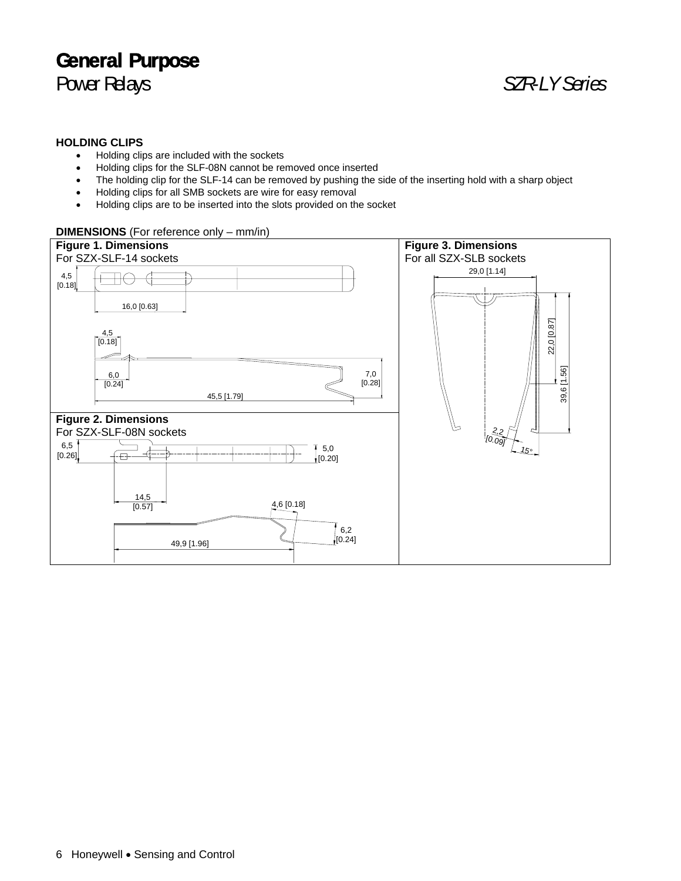**HOLDING CLIPS**

- Holding clips are included with the sockets
- Holding clips for the SLF-08N cannot be removed once inserted
- The holding clip for the SLF-14 can be removed by pushing the side of the inserting hold with a sharp object
- Holding clips for all SMB sockets are wire for easy removal
- Holding clips are to be inserted into the slots provided on the socket

**DIMENSIONS** (For reference only – mm/in)

**Figure 1. Dimensions**
For SZX-SLF-14 sockets

4,5 [0.18]
16,0 [0.63]
4,5 [0.18]
6,0 [0.24]
7,0 [0.28]
45,5 [1.79]

**Figure 2. Dimensions**
For SZX-SLF-08N sockets

6,5 [0.26]
5,0 [0.20]
14,5 [0.57]
4,6 [0.18]
6,2 [0.24]
49,9 [1.96]

**Figure 3. Dimensions**
For all SZX-SLB sockets

29,0 [1.14]
22,0 [0.87]
39,6 [1.56]
2,2 [0.09]
15°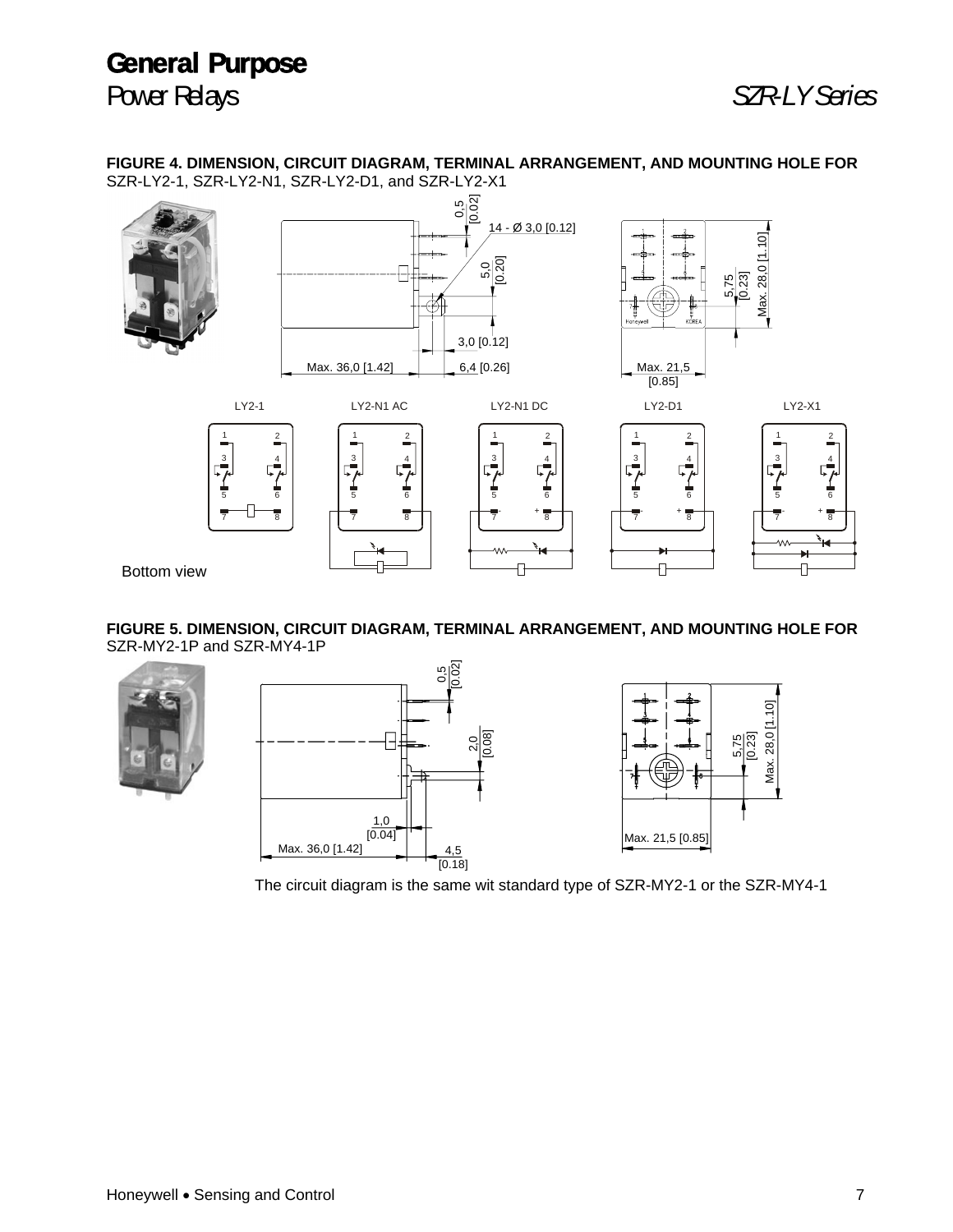**FIGURE 4. DIMENSION, CIRCUIT DIAGRAM, TERMINAL ARRANGEMENT, AND MOUNTING HOLE FOR** SZR-LY2-1, SZR-LY2-N1, SZR-LY2-D1, and SZR-LY2-X1

0,5 [0.02]
14 - Ø 3,0 [0.12]
5,0 [0.20]
3,0 [0.12]
Max. 36,0 [1.42]
6,4 [0.26]
Max. 21,5 [0.85]
5,75 [0.23]
Max. 28,0 [1.10]

LY2-1 LY2-N1 AC LY2-N1 DC LY2-D1 LY2-X1

Bottom view

**FIGURE 5. DIMENSION, CIRCUIT DIAGRAM, TERMINAL ARRANGEMENT, AND MOUNTING HOLE FOR** SZR-MY2-1P and SZR-MY4-1P

0,5 [0.02]
2,0 [0.08]
1,0 [0.04]
Max. 36,0 [1.42]
4,5 [0.18]
Max. 21,5 [0.85]
5,75 [0.23]
Max. 28,0 [1.10]

The circuit diagram is the same wit standard type of SZR-MY2-1 or the SZR-MY4-1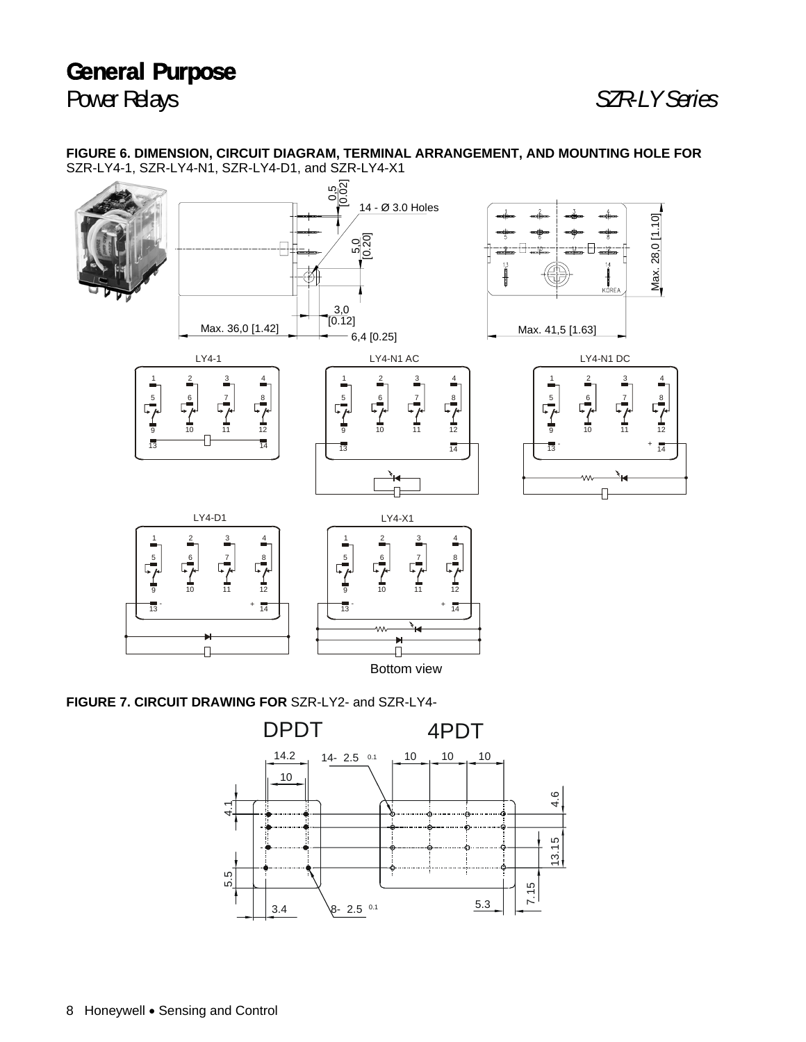# General Purpose

*Power Relays* *SZR-LY Series*

**FIGURE 6. DIMENSION, CIRCUIT DIAGRAM, TERMINAL ARRANGEMENT, AND MOUNTING HOLE FOR** SZR-LY4-1, SZR-LY4-N1, SZR-LY4-D1, and SZR-LY4-X1

0,5 [0.02]

14 - Ø 3.0 Holes

5,0 [0.20]

3,0 [0.12]

Max. 36,0 [1.42]

6,4 [0.25]

Max. 41,5 [1.63]

Max. 28,0 [1.10]

LY4-1

LY4-N1 AC

LY4-N1 DC

LY4-D1

LY4-X1

Bottom view

**FIGURE 7. CIRCUIT DRAWING FOR** SZR-LY2- and SZR-LY4-

DPDT

4PDT

14.2

10

14- 2.5 0.1

10 10 10

4.1

4.6

13.15

5.5

7.15

5.3

3.4

8- 2.5 0.1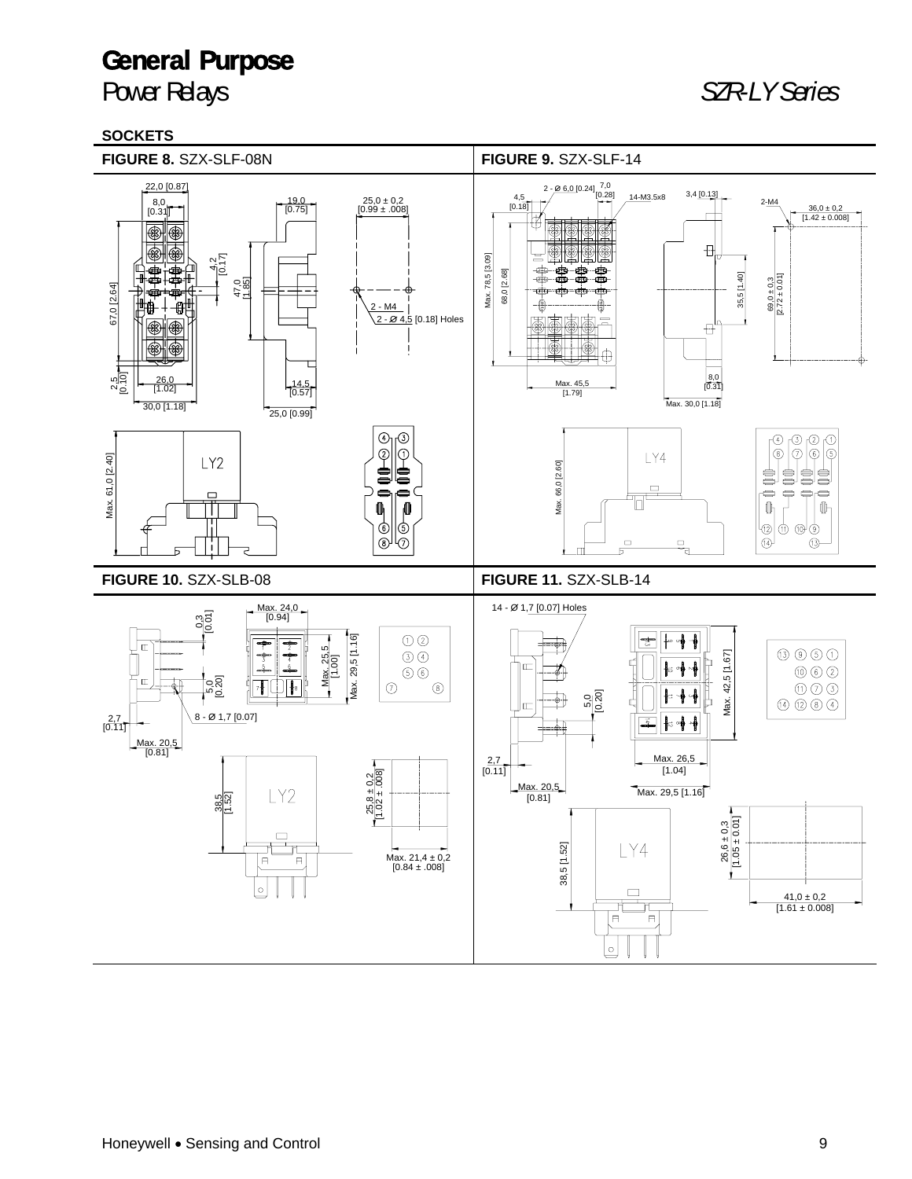# General Purpose

## Power Relays

*SZR-LY Series*

**SOCKETS**

**FIGURE 8.** SZX-SLF-08N

22,0 [0.87]
8,0 [0.31]
19,0 [0.75]
25,0 ± 0,2 [0.99 ± .008]
4,2 [0.17]
47,0 [1.85]
67,0 [2.64]
2 - M4
2 - Ø 4,5 [0.18] Holes
2,5 [0.10]
26,0 [1.02]
14,5 [0.57]
30,0 [1.18]
25,0 [0.99]
Max. 61,0 [2.40]
LY2

**FIGURE 9.** SZX-SLF-14

2 - Ø 6,0 [0.24]
7,0 [0.28]
4,5 [0.18]
14-M3.5x8
3,4 [0.13]
2-M4
36,0 ± 0,2 [1.42 ± 0.008]
Max. 78,5 [3.09]
68,0 [2.68]
35,5 [1.40]
69,0 ± 0,3 [2.72 ± 0.01]
8,0 [0.31]
Max. 45,5 [1.79]
Max. 30,0 [1.18]
Max. 66,0 [2.60]
LY4

**FIGURE 10.** SZX-SLB-08

Max. 24,0 [0.94]
0,3 [0.01]
Max. 25,5 [1.00]
Max. 29,5 [1.16]
5,0 [0.20]
8 - Ø 1,7 [0.07]
2,7 [0.11]
Max. 20,5 [0.81]
38,5 [1.52]
LY2
25,8 ± 0,2 [1.02 ± .008]
Max. 21,4 ± 0,2 [0.84 ± .008]

**FIGURE 11.** SZX-SLB-14

14 - Ø 1,7 [0.07] Holes
Max. 42,5 [1.67]
5,0 [0.20]
2,7 [0.11]
Max. 26,5 [1.04]
Max. 20,5 [0.81]
Max. 29,5 [1.16]
38,5 [1.52]
LY4
26,6 ± 0,3 [1.05 ± 0.01]
41,0 ± 0,2 [1.61 ± 0.008]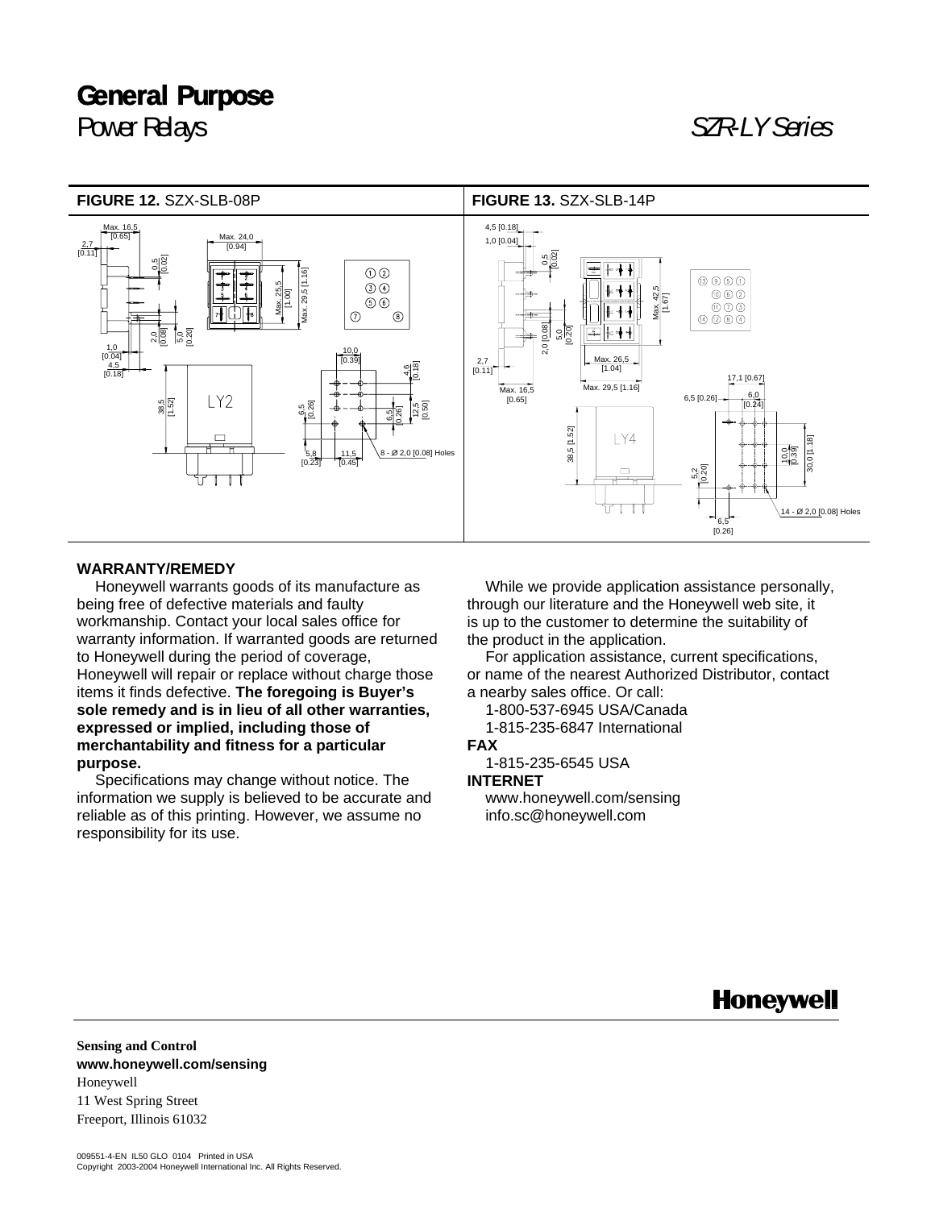**FIGURE 12.** SZX-SLB-08P

Max. 16,5 [0.65]
2,7 [0.11]
0,5 [0.02]
Max. 24,0 [0.94]
Max. 25,5 [1.00]
Max. 29,5 [1.16]
2,0 [0.08]
5,0 [0.20]
1,0 [0.04]
4,5 [0.18]
10,0 [0.39]
4,6 [0.18]
38,5 [1.52]
LY2
6,5 [0.26]
6,5 [0.26]
12,5 [0.50]
5,8 [0.23]
11,5 [0.45]
8 - Ø 2,0 [0.08] Holes

**FIGURE 13.** SZX-SLB-14P

4,5 [0.18]
1,0 [0.04]
0,5 [0.02]
Max. 42,5 [1.67]
2,0 [0.08]
5,0 [0.20]
2,7 [0.11]
Max. 26,5 [1.04]
Max. 29,5 [1.16]
Max. 16,5 [0.65]
17,1 [0.67]
6,5 [0.26]
6,0 [0.24]
38,5 [1.52]
LY4
10,0 [0.39]
30,0 [1.18]
5,2 [0.20]
6,5 [0.26]
14 - Ø 2,0 [0.08] Holes

**WARRANTY/REMEDY**

Honeywell warrants goods of its manufacture as being free of defective materials and faulty workmanship. Contact your local sales office for warranty information. If warranted goods are returned to Honeywell during the period of coverage, Honeywell will repair or replace without charge those items it finds defective. **The foregoing is Buyer's sole remedy and is in lieu of all other warranties, expressed or implied, including those of merchantability and fitness for a particular purpose.**

Specifications may change without notice. The information we supply is believed to be accurate and reliable as of this printing. However, we assume no responsibility for its use.

While we provide application assistance personally, through our literature and the Honeywell web site, it is up to the customer to determine the suitability of the product in the application.

For application assistance, current specifications, or name of the nearest Authorized Distributor, contact a nearby sales office. Or call:

1-800-537-6945 USA/Canada
1-815-235-6847 International

**FAX**

1-815-235-6545 USA

**INTERNET**

www.honeywell.com/sensing
info.sc@honeywell.com

**Honeywell**

**Sensing and Control**
**www.honeywell.com/sensing**
Honeywell
11 West Spring Street
Freeport, Illinois 61032

009551-4-EN IL50 GLO 0104 Printed in USA
Copyright 2003-2004 Honeywell International Inc. All Rights Reserved.